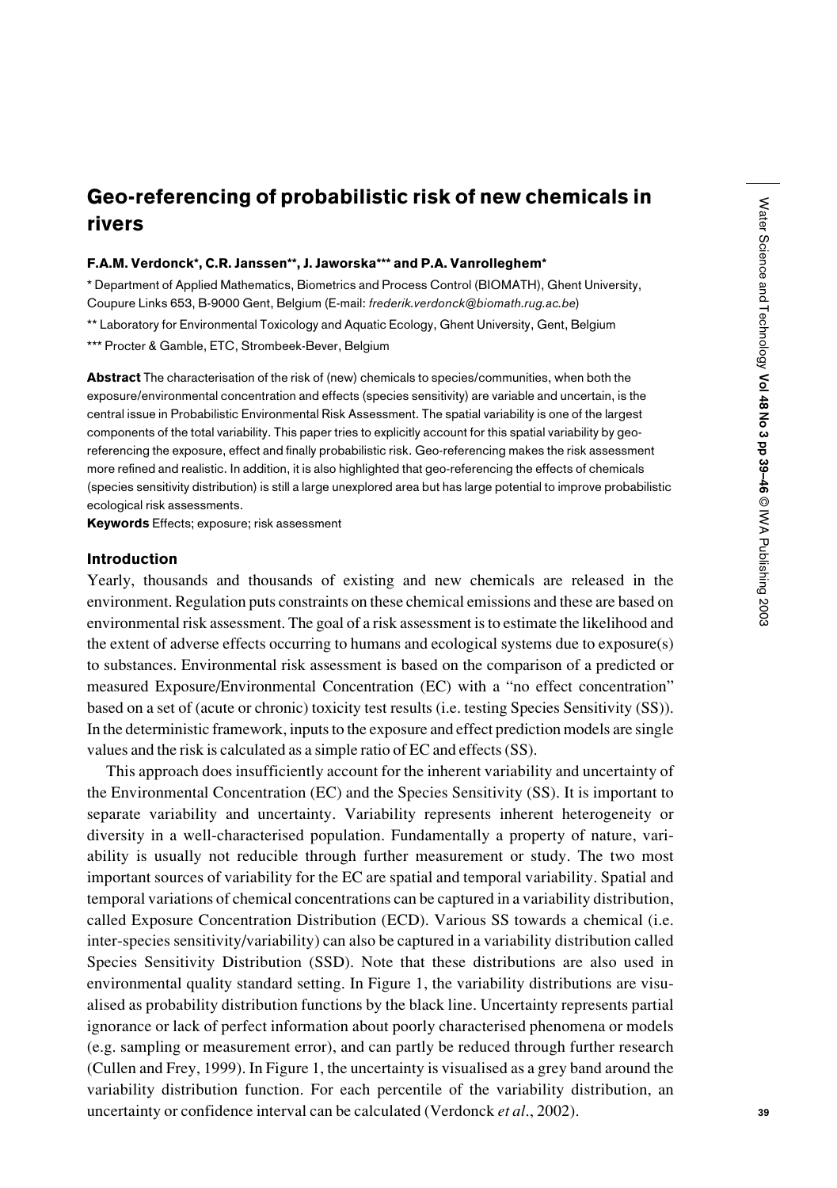# Geo-referencing of probabilistic risk of new chemicals in rivers

**F.A.M. Verdonck\*, C.R. Janssen\*\*, J. Jaworska\*\*\* and P.A. Vanrolleghem\***

\* Department of Applied Mathematics, Biometrics and Process Control (BIOMATH), Ghent University, Coupure Links 653, B-9000 Gent, Belgium (E-mail: *frederik.verdonck@biomath.rug.ac.be*)

\*\* Laboratory for Environmental Toxicology and Aquatic Ecology, Ghent University, Gent, Belgium

\*\*\* Procter & Gamble, ETC, Strombeek-Bever, Belgium

**Abstract** The characterisation of the risk of (new) chemicals to species/communities, when both the exposure/environmental concentration and effects (species sensitivity) are variable and uncertain, is the central issue in Probabilistic Environmental Risk Assessment. The spatial variability is one of the largest components of the total variability. This paper tries to explicitly account for this spatial variability by geo-referencing the exposure, effect and finally probabilistic risk. Geo-referencing makes the risk assessment more refined and realistic. In addition, it is also highlighted that geo-referencing the effects of chemicals (species sensitivity distribution) is still a large unexplored area but has large potential to improve probabilistic ecological risk assessments.

**Keywords** Effects; exposure; risk assessment

## Introduction

Yearly, thousands and thousands of existing and new chemicals are released in the environment. Regulation puts constraints on these chemical emissions and these are based on environmental risk assessment. The goal of a risk assessment is to estimate the likelihood and the extent of adverse effects occurring to humans and ecological systems due to exposure(s) to substances. Environmental risk assessment is based on the comparison of a predicted or measured Exposure/Environmental Concentration (EC) with a "no effect concentration" based on a set of (acute or chronic) toxicity test results (i.e. testing Species Sensitivity (SS)). In the deterministic framework, inputs to the exposure and effect prediction models are single values and the risk is calculated as a simple ratio of EC and effects (SS).

This approach does insufficiently account for the inherent variability and uncertainty of the Environmental Concentration (EC) and the Species Sensitivity (SS). It is important to separate variability and uncertainty. Variability represents inherent heterogeneity or diversity in a well-characterised population. Fundamentally a property of nature, variability is usually not reducible through further measurement or study. The two most important sources of variability for the EC are spatial and temporal variability. Spatial and temporal variations of chemical concentrations can be captured in a variability distribution, called Exposure Concentration Distribution (ECD). Various SS towards a chemical (i.e. inter-species sensitivity/variability) can also be captured in a variability distribution called Species Sensitivity Distribution (SSD). Note that these distributions are also used in environmental quality standard setting. In Figure 1, the variability distributions are visualised as probability distribution functions by the black line. Uncertainty represents partial ignorance or lack of perfect information about poorly characterised phenomena or models (e.g. sampling or measurement error), and can partly be reduced through further research (Cullen and Frey, 1999). In Figure 1, the uncertainty is visualised as a grey band around the variability distribution function. For each percentile of the variability distribution, an uncertainty or confidence interval can be calculated (Verdonck *et al*., 2002).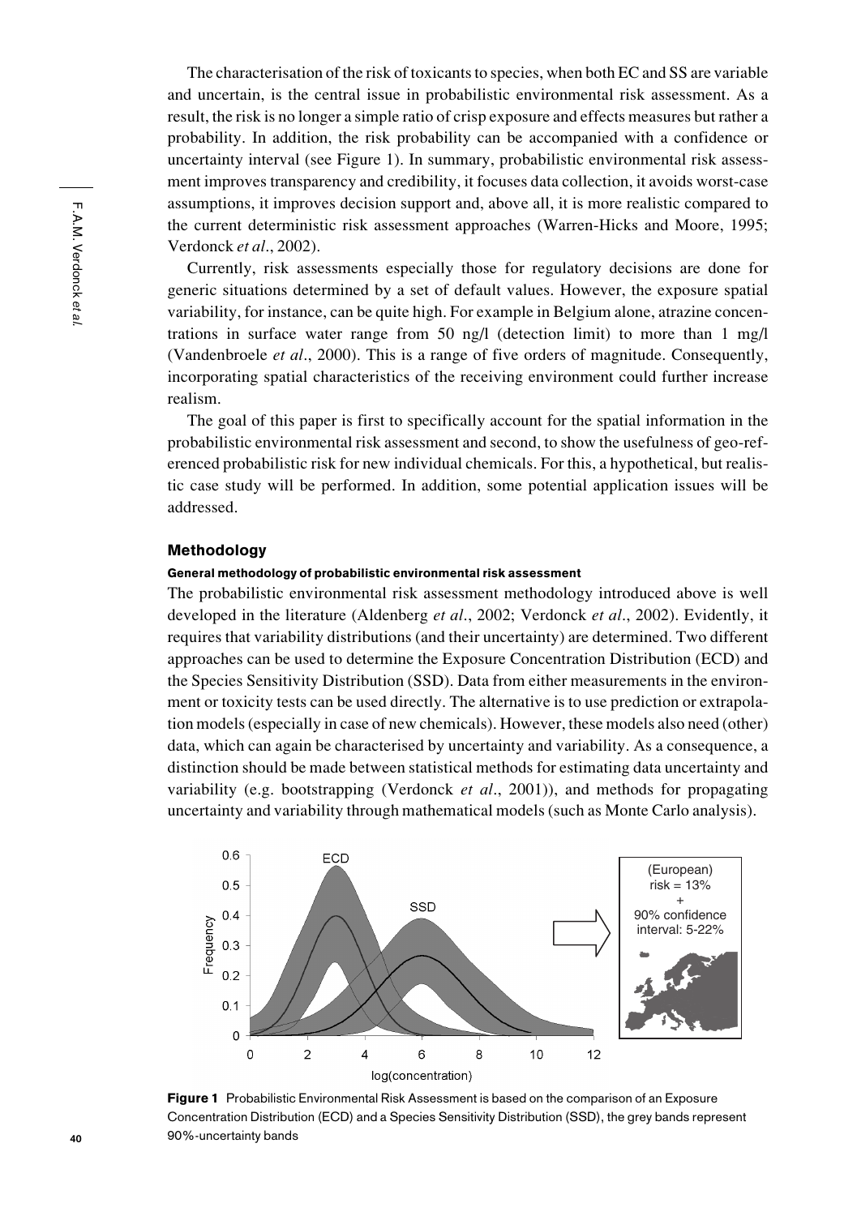The characterisation of the risk of toxicants to species, when both EC and SS are variable and uncertain, is the central issue in probabilistic environmental risk assessment. As a result, the risk is no longer a simple ratio of crisp exposure and effects measures but rather a probability. In addition, the risk probability can be accompanied with a confidence or uncertainty interval (see Figure 1). In summary, probabilistic environmental risk assessment improves transparency and credibility, it focuses data collection, it avoids worst-case assumptions, it improves decision support and, above all, it is more realistic compared to the current deterministic risk assessment approaches (Warren-Hicks and Moore, 1995; Verdonck *et al*., 2002).

Currently, risk assessments especially those for regulatory decisions are done for generic situations determined by a set of default values. However, the exposure spatial variability, for instance, can be quite high. For example in Belgium alone, atrazine concentrations in surface water range from 50 ng/l (detection limit) to more than 1 mg/l (Vandenbroele *et al*., 2000). This is a range of five orders of magnitude. Consequently, incorporating spatial characteristics of the receiving environment could further increase realism.

The goal of this paper is first to specifically account for the spatial information in the probabilistic environmental risk assessment and second, to show the usefulness of geo-referenced probabilistic risk for new individual chemicals. For this, a hypothetical, but realistic case study will be performed. In addition, some potential application issues will be addressed.

## Methodology

### General methodology of probabilistic environmental risk assessment

The probabilistic environmental risk assessment methodology introduced above is well developed in the literature (Aldenberg *et al*., 2002; Verdonck *et al*., 2002). Evidently, it requires that variability distributions (and their uncertainty) are determined. Two different approaches can be used to determine the Exposure Concentration Distribution (ECD) and the Species Sensitivity Distribution (SSD). Data from either measurements in the environment or toxicity tests can be used directly. The alternative is to use prediction or extrapolation models (especially in case of new chemicals). However, these models also need (other) data, which can again be characterised by uncertainty and variability. As a consequence, a distinction should be made between statistical methods for estimating data uncertainty and variability (e.g. bootstrapping (Verdonck *et al*., 2001)), and methods for propagating uncertainty and variability through mathematical models (such as Monte Carlo analysis).

**Figure 1** Probabilistic Environmental Risk Assessment is based on the comparison of an Exposure Concentration Distribution (ECD) and a Species Sensitivity Distribution (SSD), the grey bands represent 90%-uncertainty bands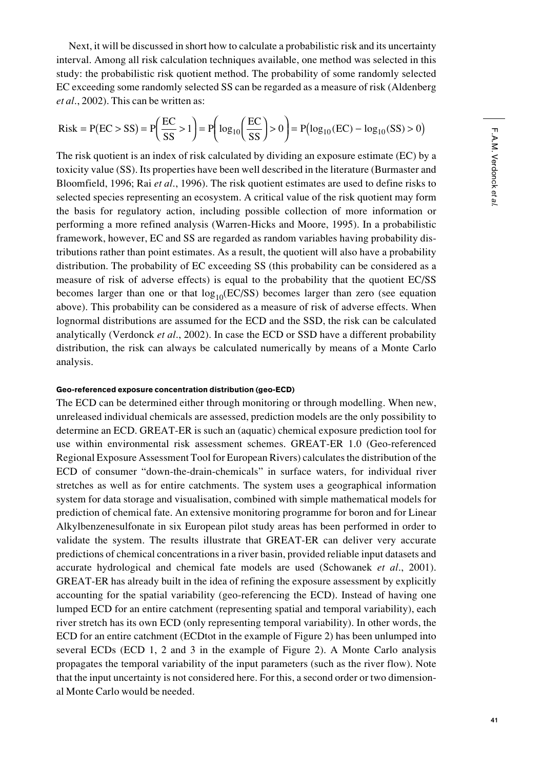Next, it will be discussed in short how to calculate a probabilistic risk and its uncertainty interval. Among all risk calculation techniques available, one method was selected in this study: the probabilistic risk quotient method. The probability of some randomly selected EC exceeding some randomly selected SS can be regarded as a measure of risk (Aldenberg *et al*., 2002). This can be written as:

$$\text{Risk} = \text{P}(\text{EC} > \text{SS}) = \text{P}\left(\frac{\text{EC}}{\text{SS}} > 1\right) = \text{P}\left(\log_{10}\left(\frac{\text{EC}}{\text{SS}}\right) > 0\right) = \text{P}\left(\log_{10}(\text{EC}) - \log_{10}(\text{SS}) > 0\right)$$

The risk quotient is an index of risk calculated by dividing an exposure estimate (EC) by a toxicity value (SS). Its properties have been well described in the literature (Burmaster and Bloomfield, 1996; Rai *et al*., 1996). The risk quotient estimates are used to define risks to selected species representing an ecosystem. A critical value of the risk quotient may form the basis for regulatory action, including possible collection of more information or performing a more refined analysis (Warren-Hicks and Moore, 1995). In a probabilistic framework, however, EC and SS are regarded as random variables having probability distributions rather than point estimates. As a result, the quotient will also have a probability distribution. The probability of EC exceeding SS (this probability can be considered as a measure of risk of adverse effects) is equal to the probability that the quotient EC/SS becomes larger than one or that $\log_{10}$(EC/SS) becomes larger than zero (see equation above). This probability can be considered as a measure of risk of adverse effects. When lognormal distributions are assumed for the ECD and the SSD, the risk can be calculated analytically (Verdonck *et al*., 2002). In case the ECD or SSD have a different probability distribution, the risk can always be calculated numerically by means of a Monte Carlo analysis.

#### Geo-referenced exposure concentration distribution (geo-ECD)

The ECD can be determined either through monitoring or through modelling. When new, unreleased individual chemicals are assessed, prediction models are the only possibility to determine an ECD. GREAT-ER is such an (aquatic) chemical exposure prediction tool for use within environmental risk assessment schemes. GREAT-ER 1.0 (Geo-referenced Regional Exposure Assessment Tool for European Rivers) calculates the distribution of the ECD of consumer "down-the-drain-chemicals" in surface waters, for individual river stretches as well as for entire catchments. The system uses a geographical information system for data storage and visualisation, combined with simple mathematical models for prediction of chemical fate. An extensive monitoring programme for boron and for Linear Alkylbenzenesulfonate in six European pilot study areas has been performed in order to validate the system. The results illustrate that GREAT-ER can deliver very accurate predictions of chemical concentrations in a river basin, provided reliable input datasets and accurate hydrological and chemical fate models are used (Schowanek *et al*., 2001). GREAT-ER has already built in the idea of refining the exposure assessment by explicitly accounting for the spatial variability (geo-referencing the ECD). Instead of having one lumped ECD for an entire catchment (representing spatial and temporal variability), each river stretch has its own ECD (only representing temporal variability). In other words, the ECD for an entire catchment (ECDtot in the example of Figure 2) has been unlumped into several ECDs (ECD 1, 2 and 3 in the example of Figure 2). A Monte Carlo analysis propagates the temporal variability of the input parameters (such as the river flow). Note that the input uncertainty is not considered here. For this, a second order or two dimensional Monte Carlo would be needed.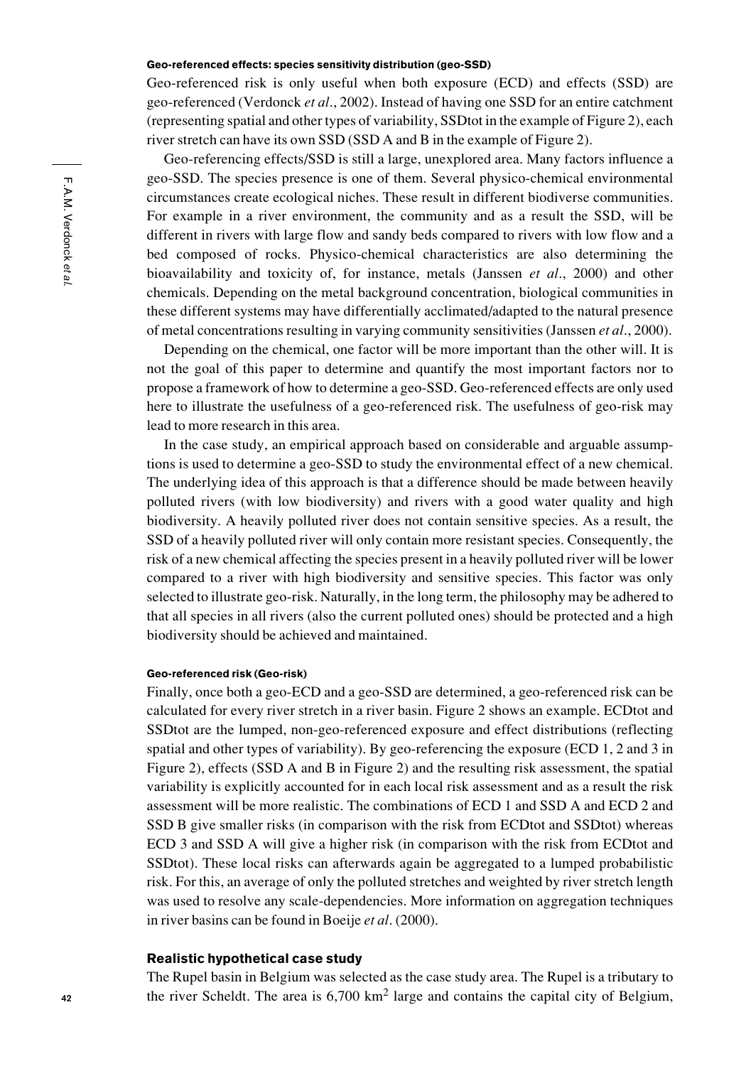#### Geo-referenced effects: species sensitivity distribution (geo-SSD)

Geo-referenced risk is only useful when both exposure (ECD) and effects (SSD) are geo-referenced (Verdonck *et al*., 2002). Instead of having one SSD for an entire catchment (representing spatial and other types of variability, SSDtot in the example of Figure 2), each river stretch can have its own SSD (SSD A and B in the example of Figure 2).

Geo-referencing effects/SSD is still a large, unexplored area. Many factors influence a geo-SSD. The species presence is one of them. Several physico-chemical environmental circumstances create ecological niches. These result in different biodiverse communities. For example in a river environment, the community and as a result the SSD, will be different in rivers with large flow and sandy beds compared to rivers with low flow and a bed composed of rocks. Physico-chemical characteristics are also determining the bioavailability and toxicity of, for instance, metals (Janssen *et al*., 2000) and other chemicals. Depending on the metal background concentration, biological communities in these different systems may have differentially acclimated/adapted to the natural presence of metal concentrations resulting in varying community sensitivities (Janssen *et al*., 2000).

Depending on the chemical, one factor will be more important than the other will. It is not the goal of this paper to determine and quantify the most important factors nor to propose a framework of how to determine a geo-SSD. Geo-referenced effects are only used here to illustrate the usefulness of a geo-referenced risk. The usefulness of geo-risk may lead to more research in this area.

In the case study, an empirical approach based on considerable and arguable assumptions is used to determine a geo-SSD to study the environmental effect of a new chemical. The underlying idea of this approach is that a difference should be made between heavily polluted rivers (with low biodiversity) and rivers with a good water quality and high biodiversity. A heavily polluted river does not contain sensitive species. As a result, the SSD of a heavily polluted river will only contain more resistant species. Consequently, the risk of a new chemical affecting the species present in a heavily polluted river will be lower compared to a river with high biodiversity and sensitive species. This factor was only selected to illustrate geo-risk. Naturally, in the long term, the philosophy may be adhered to that all species in all rivers (also the current polluted ones) should be protected and a high biodiversity should be achieved and maintained.

#### Geo-referenced risk (Geo-risk)

Finally, once both a geo-ECD and a geo-SSD are determined, a geo-referenced risk can be calculated for every river stretch in a river basin. Figure 2 shows an example. ECDtot and SSDtot are the lumped, non-geo-referenced exposure and effect distributions (reflecting spatial and other types of variability). By geo-referencing the exposure (ECD 1, 2 and 3 in Figure 2), effects (SSD A and B in Figure 2) and the resulting risk assessment, the spatial variability is explicitly accounted for in each local risk assessment and as a result the risk assessment will be more realistic. The combinations of ECD 1 and SSD A and ECD 2 and SSD B give smaller risks (in comparison with the risk from ECDtot and SSDtot) whereas ECD 3 and SSD A will give a higher risk (in comparison with the risk from ECDtot and SSDtot). These local risks can afterwards again be aggregated to a lumped probabilistic risk. For this, an average of only the polluted stretches and weighted by river stretch length was used to resolve any scale-dependencies. More information on aggregation techniques in river basins can be found in Boeije *et al*. (2000).

### Realistic hypothetical case study

The Rupel basin in Belgium was selected as the case study area. The Rupel is a tributary to the river Scheldt. The area is 6,700 $km^2$ large and contains the capital city of Belgium,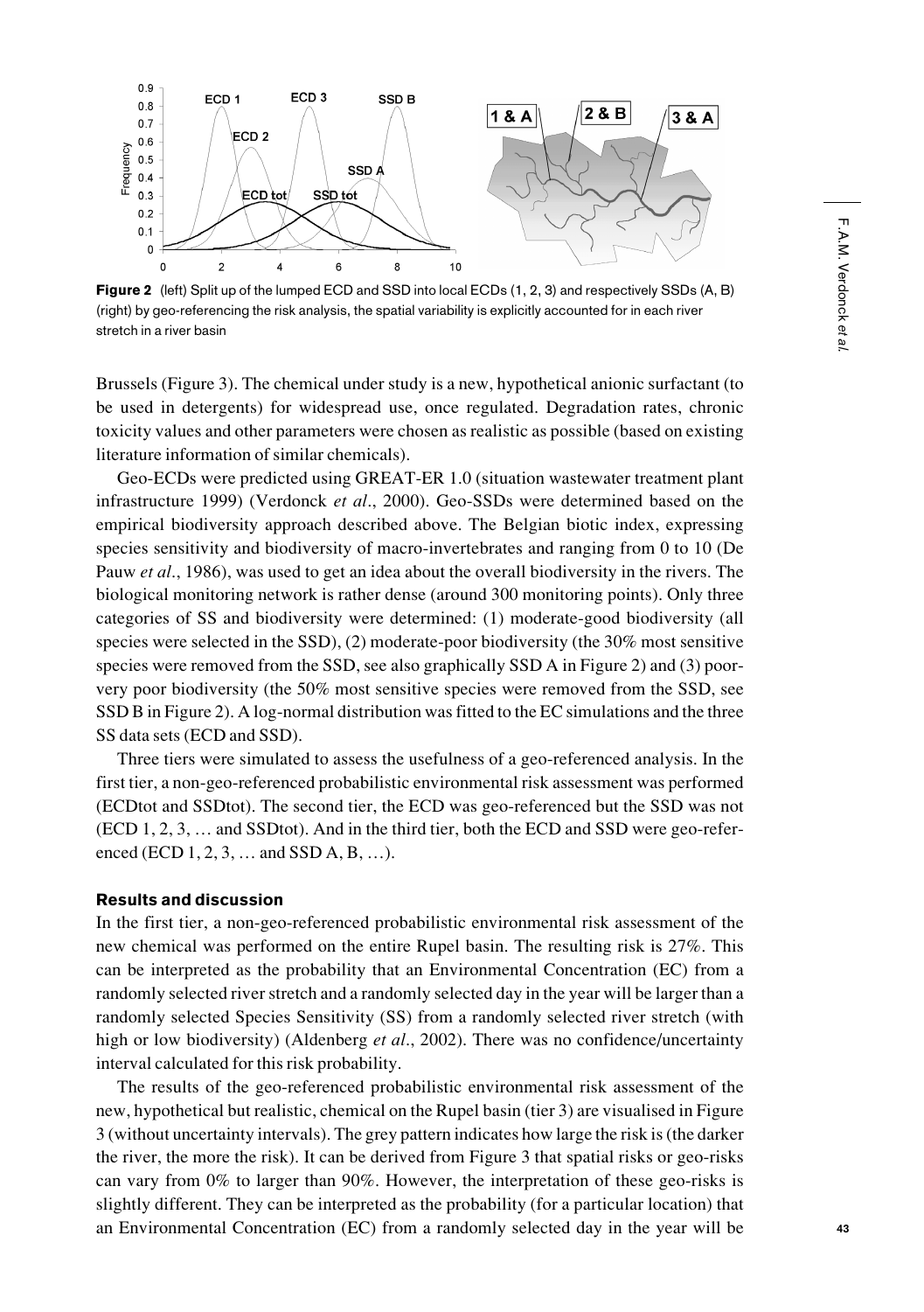**Figure 2** (left) Split up of the lumped ECD and SSD into local ECDs (1, 2, 3) and respectively SSDs (A, B) (right) by geo-referencing the risk analysis, the spatial variability is explicitly accounted for in each river stretch in a river basin

Brussels (Figure 3). The chemical under study is a new, hypothetical anionic surfactant (to be used in detergents) for widespread use, once regulated. Degradation rates, chronic toxicity values and other parameters were chosen as realistic as possible (based on existing literature information of similar chemicals).

Geo-ECDs were predicted using GREAT-ER 1.0 (situation wastewater treatment plant infrastructure 1999) (Verdonck *et al*., 2000). Geo-SSDs were determined based on the empirical biodiversity approach described above. The Belgian biotic index, expressing species sensitivity and biodiversity of macro-invertebrates and ranging from 0 to 10 (De Pauw *et al*., 1986), was used to get an idea about the overall biodiversity in the rivers. The biological monitoring network is rather dense (around 300 monitoring points). Only three categories of SS and biodiversity were determined: (1) moderate-good biodiversity (all species were selected in the SSD), (2) moderate-poor biodiversity (the 30% most sensitive species were removed from the SSD, see also graphically SSD A in Figure 2) and (3) poor-very poor biodiversity (the 50% most sensitive species were removed from the SSD, see SSD B in Figure 2). A log-normal distribution was fitted to the EC simulations and the three SS data sets (ECD and SSD).

Three tiers were simulated to assess the usefulness of a geo-referenced analysis. In the first tier, a non-geo-referenced probabilistic environmental risk assessment was performed (ECDtot and SSDtot). The second tier, the ECD was geo-referenced but the SSD was not (ECD 1, 2, 3, … and SSDtot). And in the third tier, both the ECD and SSD were geo-referenced (ECD 1, 2, 3, … and SSD A, B, …).

## Results and discussion

In the first tier, a non-geo-referenced probabilistic environmental risk assessment of the new chemical was performed on the entire Rupel basin. The resulting risk is 27%. This can be interpreted as the probability that an Environmental Concentration (EC) from a randomly selected river stretch and a randomly selected day in the year will be larger than a randomly selected Species Sensitivity (SS) from a randomly selected river stretch (with high or low biodiversity) (Aldenberg *et al*., 2002). There was no confidence/uncertainty interval calculated for this risk probability.

The results of the geo-referenced probabilistic environmental risk assessment of the new, hypothetical but realistic, chemical on the Rupel basin (tier 3) are visualised in Figure 3 (without uncertainty intervals). The grey pattern indicates how large the risk is (the darker the river, the more the risk). It can be derived from Figure 3 that spatial risks or geo-risks can vary from 0% to larger than 90%. However, the interpretation of these geo-risks is slightly different. They can be interpreted as the probability (for a particular location) that an Environmental Concentration (EC) from a randomly selected day in the year will be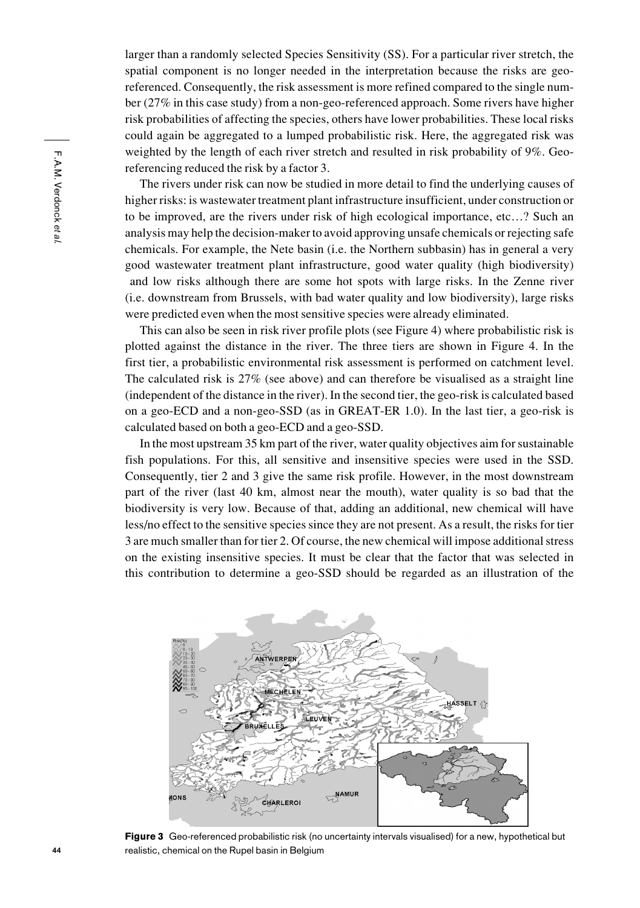larger than a randomly selected Species Sensitivity (SS). For a particular river stretch, the spatial component is no longer needed in the interpretation because the risks are geo-referenced. Consequently, the risk assessment is more refined compared to the single number (27% in this case study) from a non-geo-referenced approach. Some rivers have higher risk probabilities of affecting the species, others have lower probabilities. These local risks could again be aggregated to a lumped probabilistic risk. Here, the aggregated risk was weighted by the length of each river stretch and resulted in risk probability of 9%. Geo-referencing reduced the risk by a factor 3.

The rivers under risk can now be studied in more detail to find the underlying causes of higher risks: is wastewater treatment plant infrastructure insufficient, under construction or to be improved, are the rivers under risk of high ecological importance, etc…? Such an analysis may help the decision-maker to avoid approving unsafe chemicals or rejecting safe chemicals. For example, the Nete basin (i.e. the Northern subbasin) has in general a very good wastewater treatment plant infrastructure, good water quality (high biodiversity) and low risks although there are some hot spots with large risks. In the Zenne river (i.e. downstream from Brussels, with bad water quality and low biodiversity), large risks were predicted even when the most sensitive species were already eliminated.

This can also be seen in risk river profile plots (see Figure 4) where probabilistic risk is plotted against the distance in the river. The three tiers are shown in Figure 4. In the first tier, a probabilistic environmental risk assessment is performed on catchment level. The calculated risk is 27% (see above) and can therefore be visualised as a straight line (independent of the distance in the river). In the second tier, the geo-risk is calculated based on a geo-ECD and a non-geo-SSD (as in GREAT-ER 1.0). In the last tier, a geo-risk is calculated based on both a geo-ECD and a geo-SSD.

In the most upstream 35 km part of the river, water quality objectives aim for sustainable fish populations. For this, all sensitive and insensitive species were used in the SSD. Consequently, tier 2 and 3 give the same risk profile. However, in the most downstream part of the river (last 40 km, almost near the mouth), water quality is so bad that the biodiversity is very low. Because of that, adding an additional, new chemical will have less/no effect to the sensitive species since they are not present. As a result, the risks for tier 3 are much smaller than for tier 2. Of course, the new chemical will impose additional stress on the existing insensitive species. It must be clear that the factor that was selected in this contribution to determine a geo-SSD should be regarded as an illustration of the

**Figure 3** Geo-referenced probabilistic risk (no uncertainty intervals visualised) for a new, hypothetical but realistic, chemical on the Rupel basin in Belgium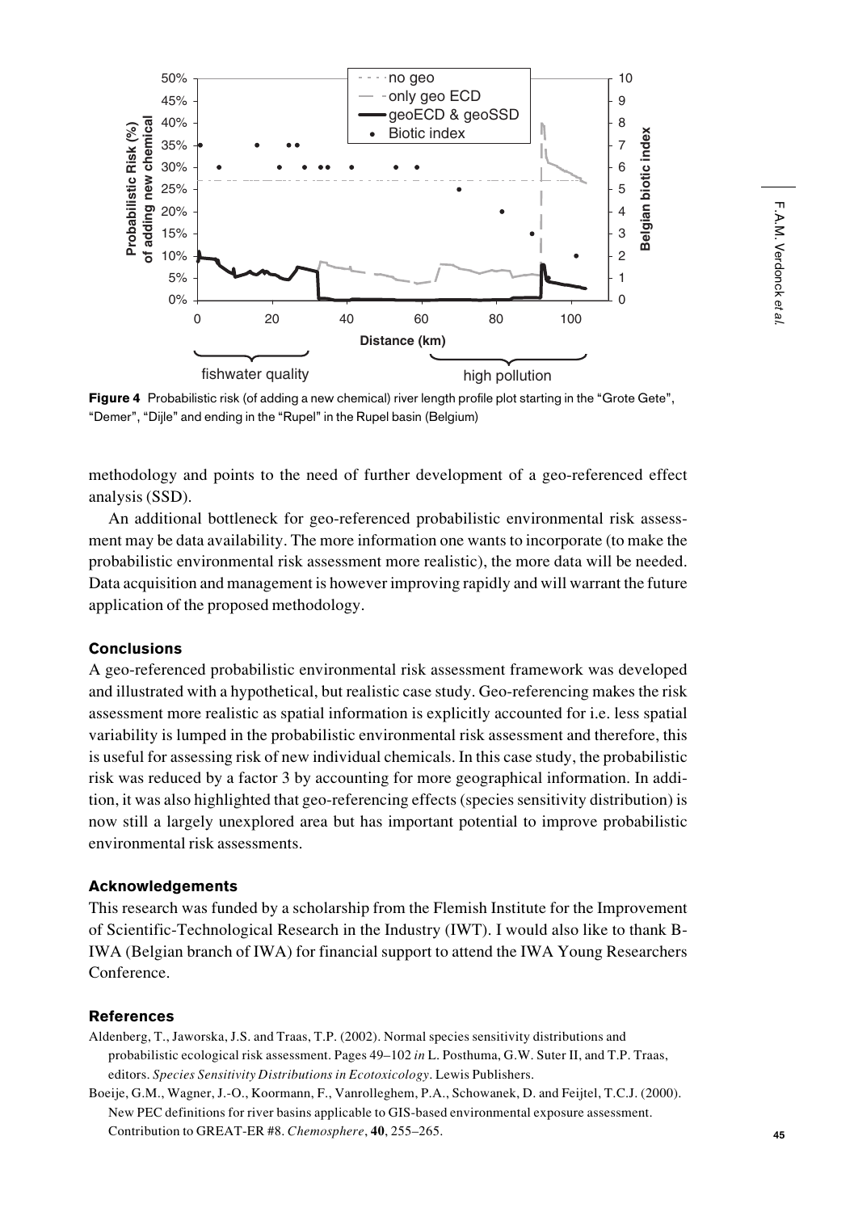Figure 4 Probabilistic risk (of adding a new chemical) river length profile plot starting in the "Grote Gete", "Demer", "Dijle" and ending in the "Rupel" in the Rupel basin (Belgium)

methodology and points to the need of further development of a geo-referenced effect analysis (SSD).

An additional bottleneck for geo-referenced probabilistic environmental risk assessment may be data availability. The more information one wants to incorporate (to make the probabilistic environmental risk assessment more realistic), the more data will be needed. Data acquisition and management is however improving rapidly and will warrant the future application of the proposed methodology.

## Conclusions

A geo-referenced probabilistic environmental risk assessment framework was developed and illustrated with a hypothetical, but realistic case study. Geo-referencing makes the risk assessment more realistic as spatial information is explicitly accounted for i.e. less spatial variability is lumped in the probabilistic environmental risk assessment and therefore, this is useful for assessing risk of new individual chemicals. In this case study, the probabilistic risk was reduced by a factor 3 by accounting for more geographical information. In addition, it was also highlighted that geo-referencing effects (species sensitivity distribution) is now still a largely unexplored area but has important potential to improve probabilistic environmental risk assessments.

## Acknowledgements

This research was funded by a scholarship from the Flemish Institute for the Improvement of Scientific-Technological Research in the Industry (IWT). I would also like to thank B-IWA (Belgian branch of IWA) for financial support to attend the IWA Young Researchers Conference.

## References

Aldenberg, T., Jaworska, J.S. and Traas, T.P. (2002). Normal species sensitivity distributions and probabilistic ecological risk assessment. Pages 49–102 *in* L. Posthuma, G.W. Suter II, and T.P. Traas, editors. *Species Sensitivity Distributions in Ecotoxicology*. Lewis Publishers.

Boeije, G.M., Wagner, J.-O., Koormann, F., Vanrolleghem, P.A., Schowanek, D. and Feijtel, T.C.J. (2000). New PEC definitions for river basins applicable to GIS-based environmental exposure assessment. Contribution to GREAT-ER #8. *Chemosphere*, **40**, 255–265.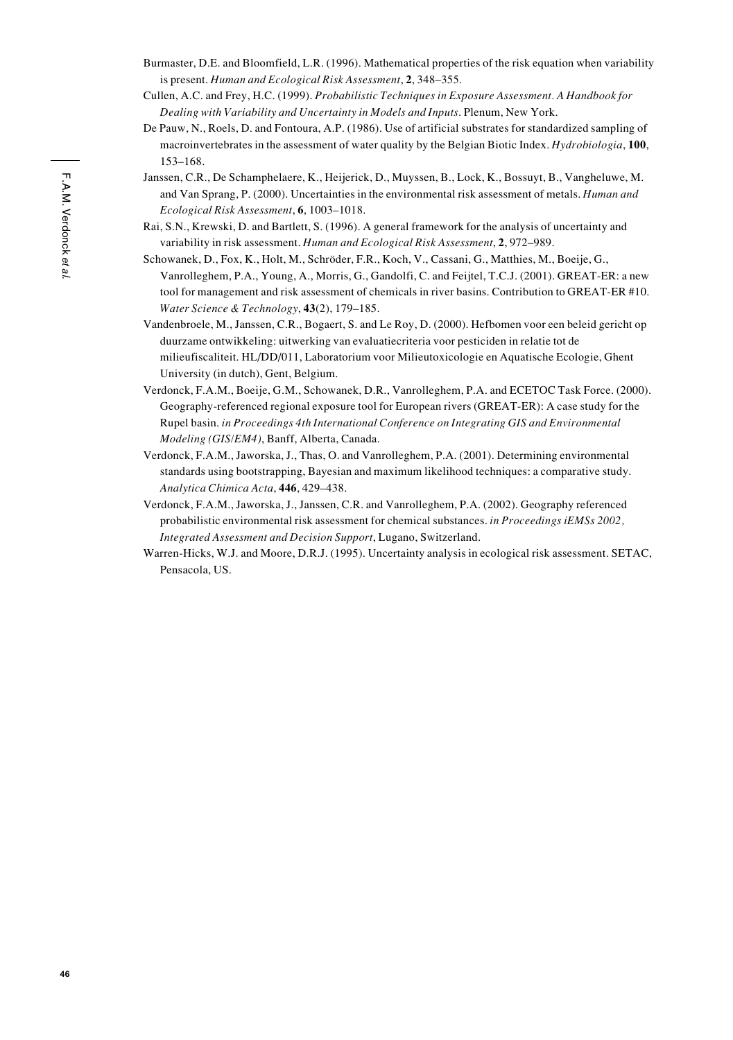Burmaster, D.E. and Bloomfield, L.R. (1996). Mathematical properties of the risk equation when variability is present. *Human and Ecological Risk Assessment*, **2**, 348–355.

Cullen, A.C. and Frey, H.C. (1999). *Probabilistic Techniques in Exposure Assessment. A Handbook for Dealing with Variability and Uncertainty in Models and Inputs*. Plenum, New York.

De Pauw, N., Roels, D. and Fontoura, A.P. (1986). Use of artificial substrates for standardized sampling of macroinvertebrates in the assessment of water quality by the Belgian Biotic Index. *Hydrobiologia*, **100**, 153–168.

Janssen, C.R., De Schamphelaere, K., Heijerick, D., Muyssen, B., Lock, K., Bossuyt, B., Vangheluwe, M. and Van Sprang, P. (2000). Uncertainties in the environmental risk assessment of metals. *Human and Ecological Risk Assessment*, **6**, 1003–1018.

Rai, S.N., Krewski, D. and Bartlett, S. (1996). A general framework for the analysis of uncertainty and variability in risk assessment. *Human and Ecological Risk Assessment*, **2**, 972–989.

Schowanek, D., Fox, K., Holt, M., Schröder, F.R., Koch, V., Cassani, G., Matthies, M., Boeije, G., Vanrolleghem, P.A., Young, A., Morris, G., Gandolfi, C. and Feijtel, T.C.J. (2001). GREAT-ER: a new tool for management and risk assessment of chemicals in river basins. Contribution to GREAT-ER #10. *Water Science & Technology*, **43**(2), 179–185.

Vandenbroele, M., Janssen, C.R., Bogaert, S. and Le Roy, D. (2000). Hefbomen voor een beleid gericht op duurzame ontwikkeling: uitwerking van evaluatiecriteria voor pesticiden in relatie tot de milieufiscaliteit. HL/DD/011, Laboratorium voor Milieutoxicologie en Aquatische Ecologie, Ghent University (in dutch), Gent, Belgium.

Verdonck, F.A.M., Boeije, G.M., Schowanek, D.R., Vanrolleghem, P.A. and ECETOC Task Force. (2000). Geography-referenced regional exposure tool for European rivers (GREAT-ER): A case study for the Rupel basin. *in Proceedings 4th International Conference on Integrating GIS and Environmental Modeling (GIS/EM4)*, Banff, Alberta, Canada.

Verdonck, F.A.M., Jaworska, J., Thas, O. and Vanrolleghem, P.A. (2001). Determining environmental standards using bootstrapping, Bayesian and maximum likelihood techniques: a comparative study. *Analytica Chimica Acta*, **446**, 429–438.

Verdonck, F.A.M., Jaworska, J., Janssen, C.R. and Vanrolleghem, P.A. (2002). Geography referenced probabilistic environmental risk assessment for chemical substances. *in Proceedings iEMSs 2002, Integrated Assessment and Decision Support*, Lugano, Switzerland.

Warren-Hicks, W.J. and Moore, D.R.J. (1995). Uncertainty analysis in ecological risk assessment. SETAC, Pensacola, US.